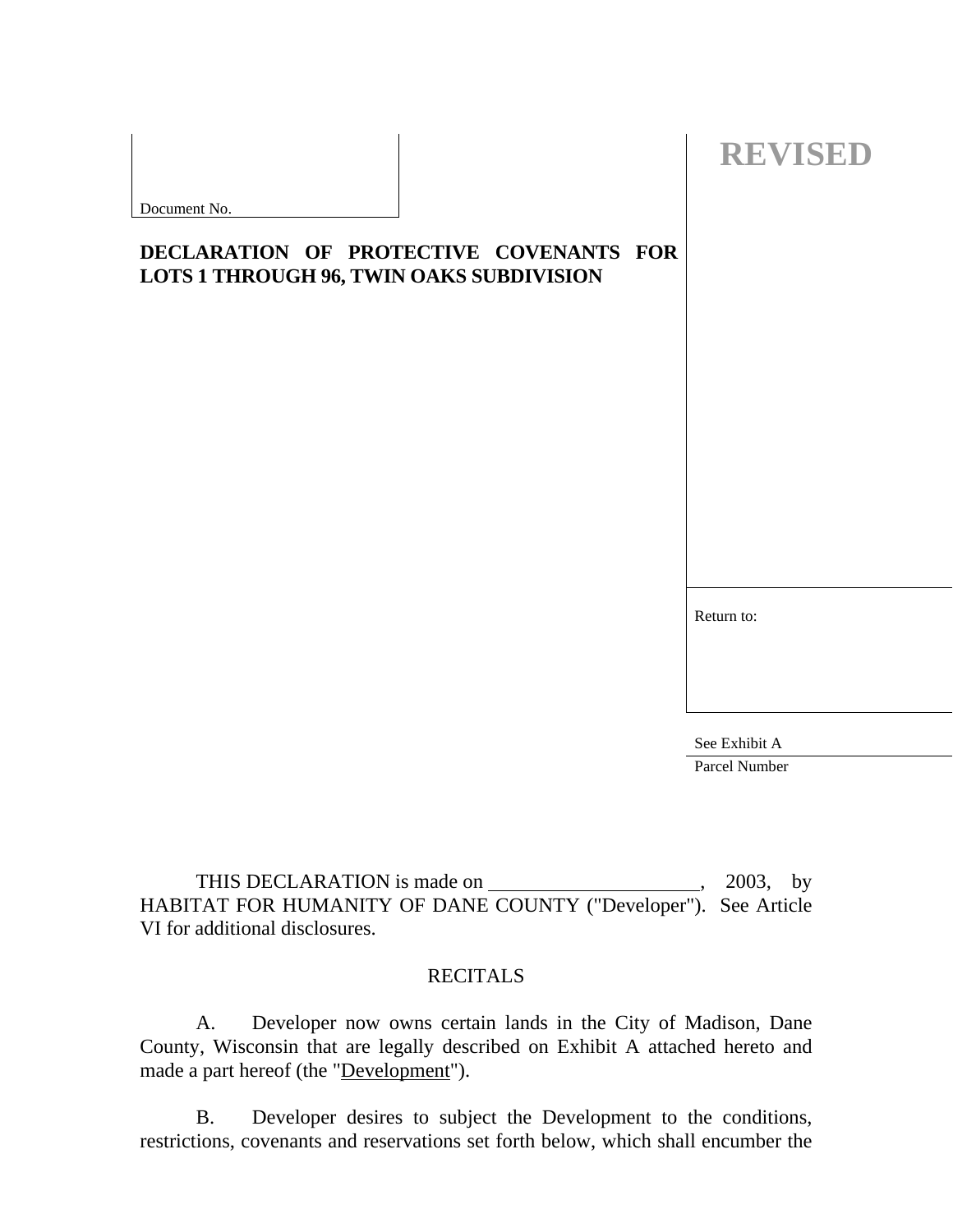Document No.

**REVISED**

**DECLARATION OF PROTECTIVE COVENANTS FOR LOTS 1 THROUGH 96, TWIN OAKS SUBDIVISION**

Return to:

See Exhibit A

Parcel Number

THIS DECLARATION is made on \_\_\_\_\_\_\_\_\_\_\_\_\_\_\_\_\_\_\_\_\_\_\_, 2003, by HABITAT FOR HUMANITY OF DANE COUNTY ("Developer"). See Article VI for additional disclosures.

RECITALS

A. Developer now owns certain lands in the City of Madison, Dane County, Wisconsin that are legally described on Exhibit A attached hereto and made a part hereof (the "Development").

B. Developer desires to subject the Development to the conditions, restrictions, covenants and reservations set forth below, which shall encumber the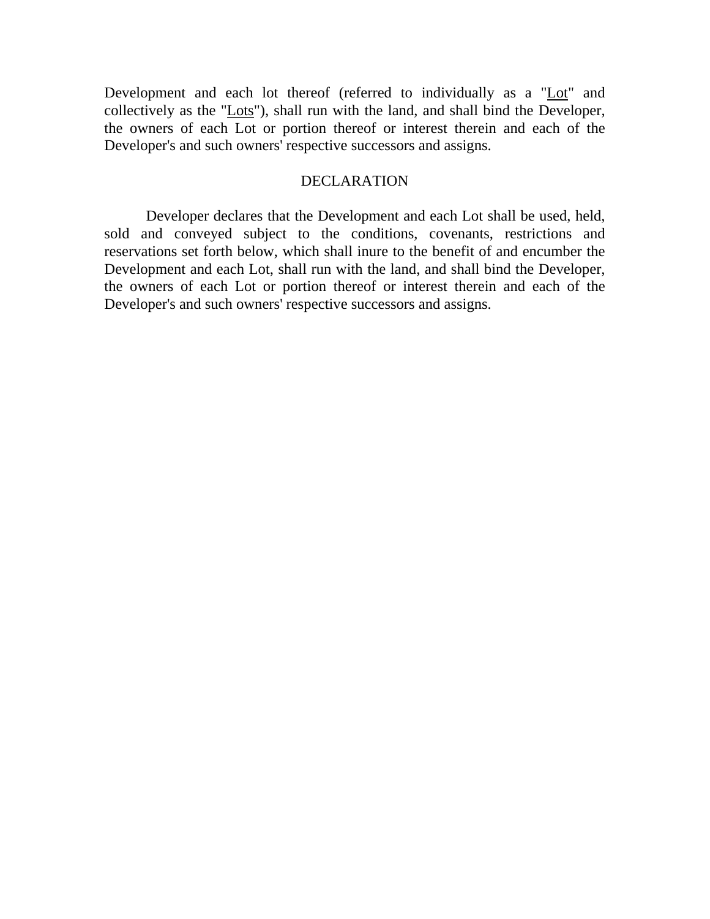Development and each lot thereof (referred to individually as a "Lot" and collectively as the "Lots"), shall run with the land, and shall bind the Developer, the owners of each Lot or portion thereof or interest therein and each of the Developer's and such owners' respective successors and assigns.

## DECLARATION

Developer declares that the Development and each Lot shall be used, held, sold and conveyed subject to the conditions, covenants, restrictions and reservations set forth below, which shall inure to the benefit of and encumber the Development and each Lot, shall run with the land, and shall bind the Developer, the owners of each Lot or portion thereof or interest therein and each of the Developer's and such owners' respective successors and assigns.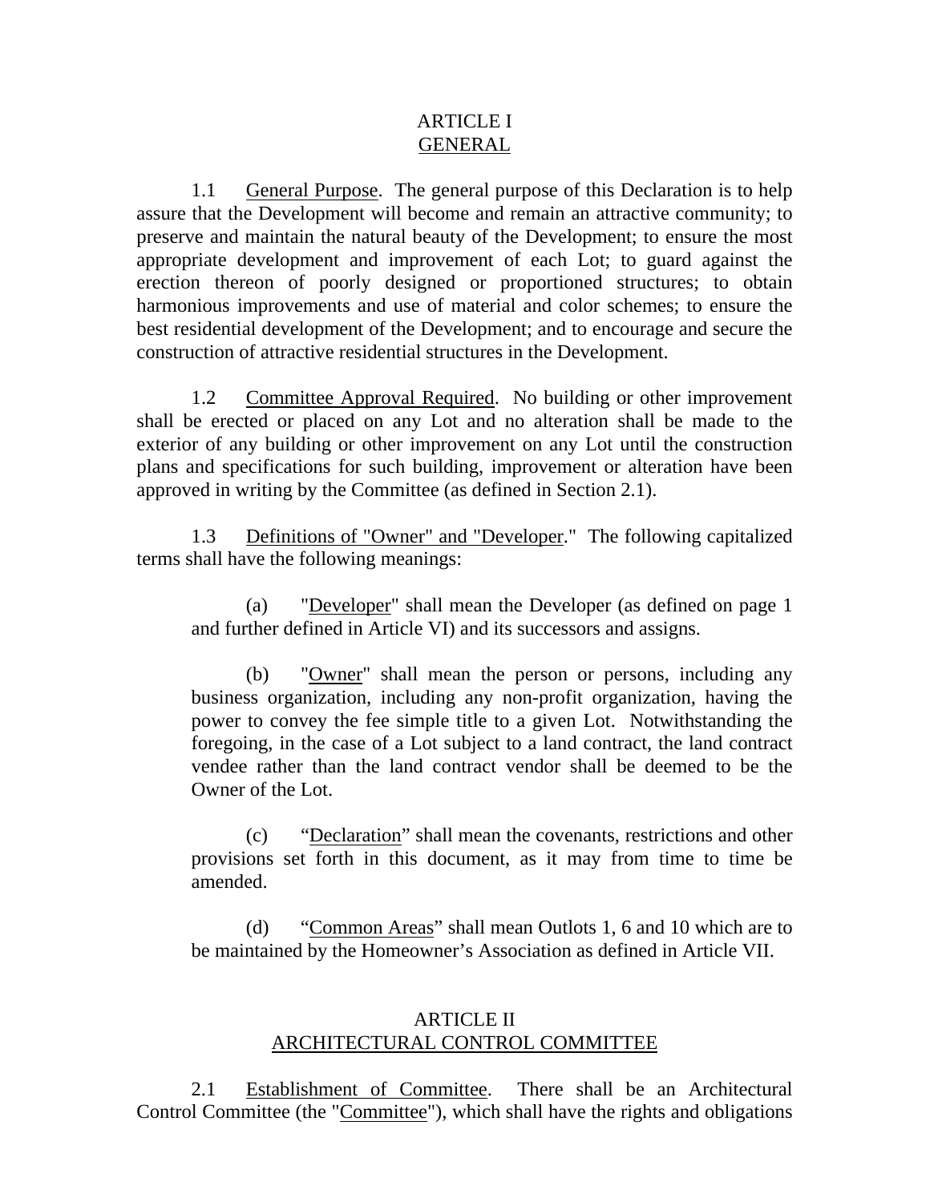## ARTICLE I
## GENERAL

1.1 General Purpose. The general purpose of this Declaration is to help assure that the Development will become and remain an attractive community; to preserve and maintain the natural beauty of the Development; to ensure the most appropriate development and improvement of each Lot; to guard against the erection thereon of poorly designed or proportioned structures; to obtain harmonious improvements and use of material and color schemes; to ensure the best residential development of the Development; and to encourage and secure the construction of attractive residential structures in the Development.

1.2 Committee Approval Required. No building or other improvement shall be erected or placed on any Lot and no alteration shall be made to the exterior of any building or other improvement on any Lot until the construction plans and specifications for such building, improvement or alteration have been approved in writing by the Committee (as defined in Section 2.1).

1.3 Definitions of "Owner" and "Developer." The following capitalized terms shall have the following meanings:

(a) "Developer" shall mean the Developer (as defined on page 1 and further defined in Article VI) and its successors and assigns.

(b) "Owner" shall mean the person or persons, including any business organization, including any non-profit organization, having the power to convey the fee simple title to a given Lot. Notwithstanding the foregoing, in the case of a Lot subject to a land contract, the land contract vendee rather than the land contract vendor shall be deemed to be the Owner of the Lot.

(c) "Declaration" shall mean the covenants, restrictions and other provisions set forth in this document, as it may from time to time be amended.

(d) "Common Areas" shall mean Outlots 1, 6 and 10 which are to be maintained by the Homeowner's Association as defined in Article VII.

## ARTICLE II
## ARCHITECTURAL CONTROL COMMITTEE

2.1 Establishment of Committee. There shall be an Architectural Control Committee (the "Committee"), which shall have the rights and obligations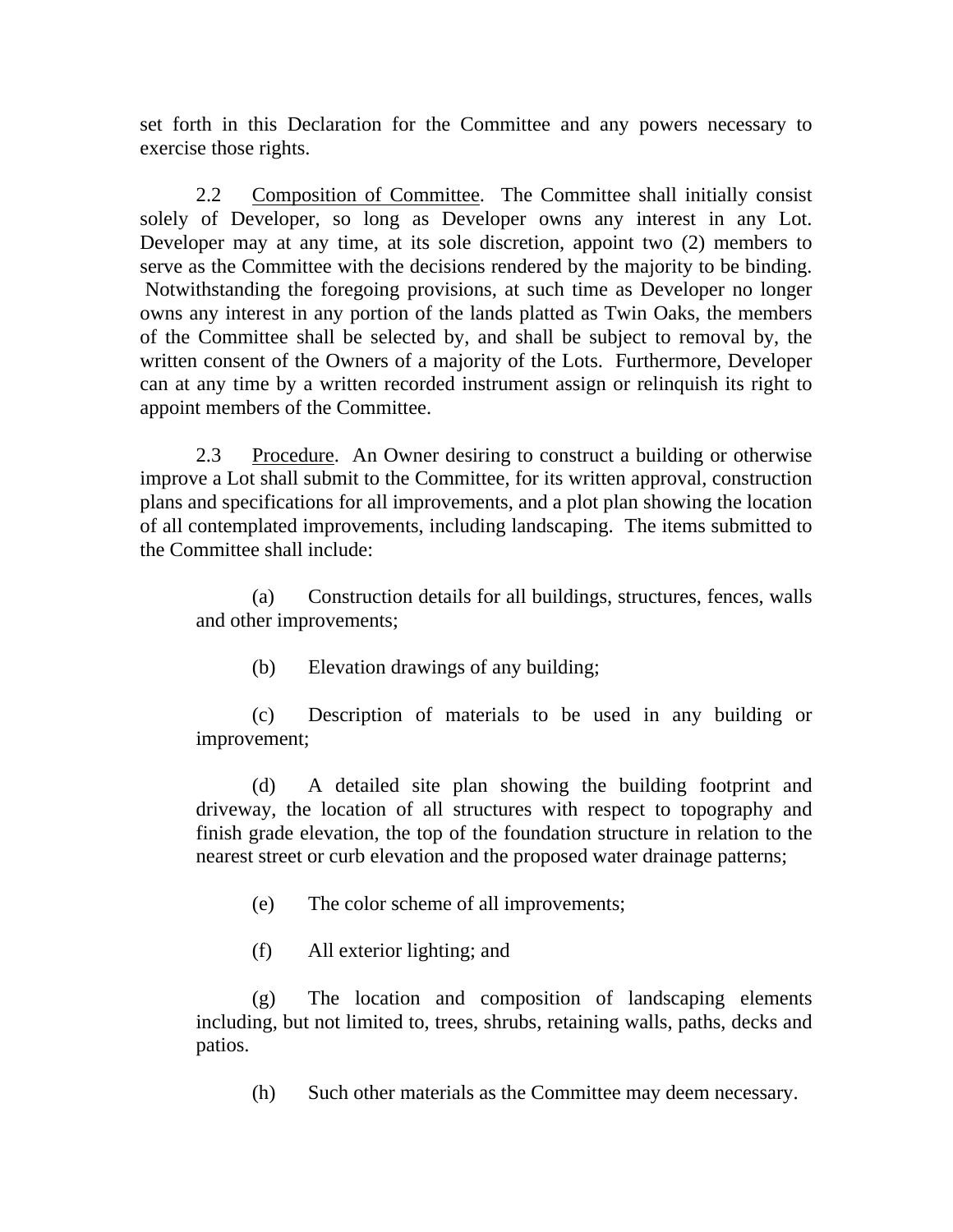set forth in this Declaration for the Committee and any powers necessary to exercise those rights.

2.2 Composition of Committee. The Committee shall initially consist solely of Developer, so long as Developer owns any interest in any Lot. Developer may at any time, at its sole discretion, appoint two (2) members to serve as the Committee with the decisions rendered by the majority to be binding. Notwithstanding the foregoing provisions, at such time as Developer no longer owns any interest in any portion of the lands platted as Twin Oaks, the members of the Committee shall be selected by, and shall be subject to removal by, the written consent of the Owners of a majority of the Lots. Furthermore, Developer can at any time by a written recorded instrument assign or relinquish its right to appoint members of the Committee.

2.3 Procedure. An Owner desiring to construct a building or otherwise improve a Lot shall submit to the Committee, for its written approval, construction plans and specifications for all improvements, and a plot plan showing the location of all contemplated improvements, including landscaping. The items submitted to the Committee shall include:

(a) Construction details for all buildings, structures, fences, walls and other improvements;

(b) Elevation drawings of any building;

(c) Description of materials to be used in any building or improvement;

(d) A detailed site plan showing the building footprint and driveway, the location of all structures with respect to topography and finish grade elevation, the top of the foundation structure in relation to the nearest street or curb elevation and the proposed water drainage patterns;

(e) The color scheme of all improvements;

(f) All exterior lighting; and

(g) The location and composition of landscaping elements including, but not limited to, trees, shrubs, retaining walls, paths, decks and patios.

(h) Such other materials as the Committee may deem necessary.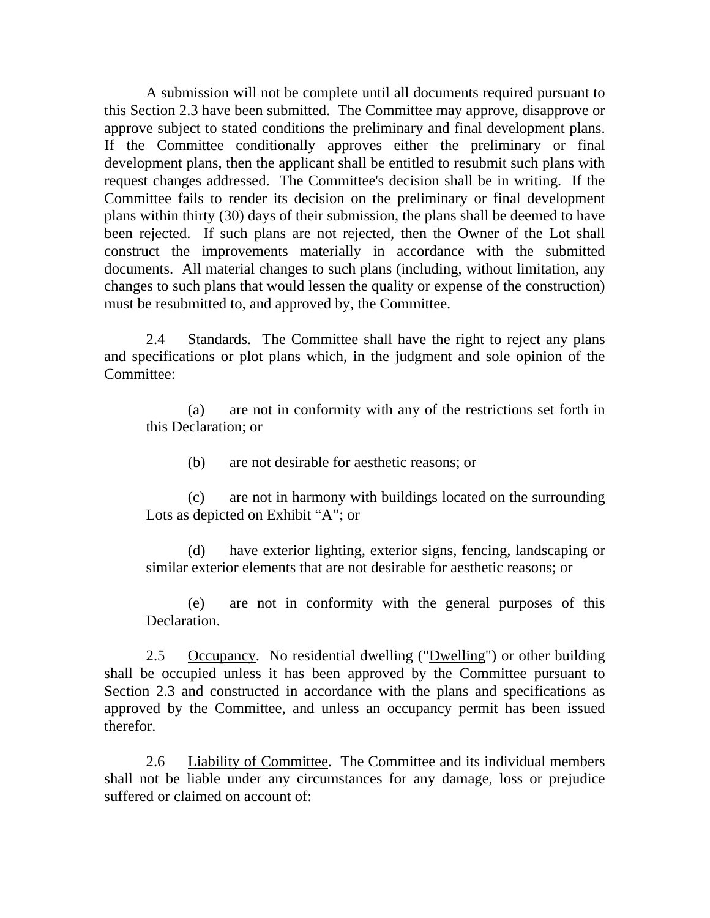A submission will not be complete until all documents required pursuant to this Section 2.3 have been submitted. The Committee may approve, disapprove or approve subject to stated conditions the preliminary and final development plans. If the Committee conditionally approves either the preliminary or final development plans, then the applicant shall be entitled to resubmit such plans with request changes addressed. The Committee's decision shall be in writing. If the Committee fails to render its decision on the preliminary or final development plans within thirty (30) days of their submission, the plans shall be deemed to have been rejected. If such plans are not rejected, then the Owner of the Lot shall construct the improvements materially in accordance with the submitted documents. All material changes to such plans (including, without limitation, any changes to such plans that would lessen the quality or expense of the construction) must be resubmitted to, and approved by, the Committee.

2.4 Standards. The Committee shall have the right to reject any plans and specifications or plot plans which, in the judgment and sole opinion of the Committee:

(a) are not in conformity with any of the restrictions set forth in this Declaration; or

(b) are not desirable for aesthetic reasons; or

(c) are not in harmony with buildings located on the surrounding Lots as depicted on Exhibit "A"; or

(d) have exterior lighting, exterior signs, fencing, landscaping or similar exterior elements that are not desirable for aesthetic reasons; or

(e) are not in conformity with the general purposes of this Declaration.

2.5 Occupancy. No residential dwelling ("Dwelling") or other building shall be occupied unless it has been approved by the Committee pursuant to Section 2.3 and constructed in accordance with the plans and specifications as approved by the Committee, and unless an occupancy permit has been issued therefor.

2.6 Liability of Committee. The Committee and its individual members shall not be liable under any circumstances for any damage, loss or prejudice suffered or claimed on account of: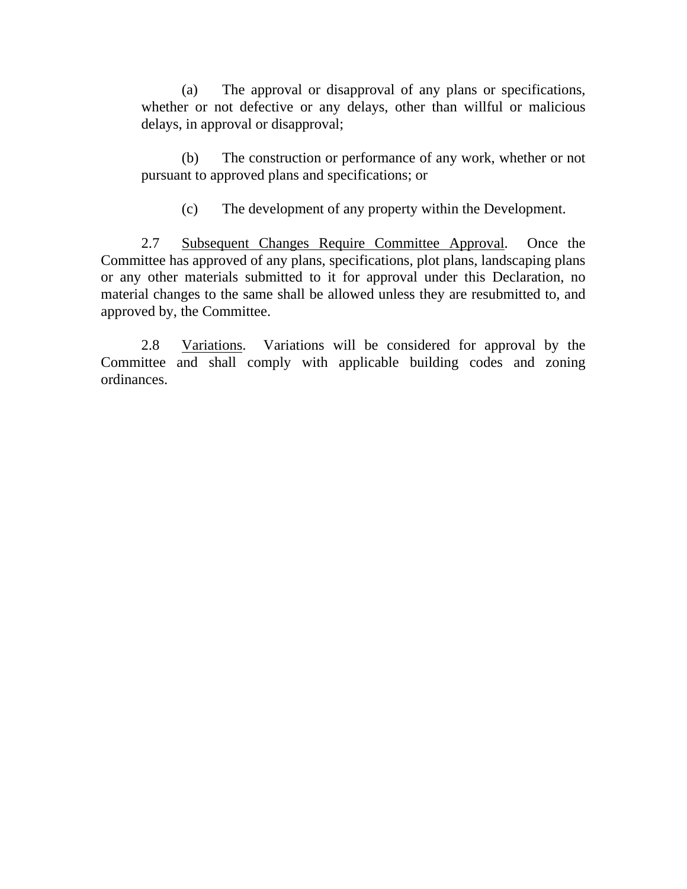(a) The approval or disapproval of any plans or specifications, whether or not defective or any delays, other than willful or malicious delays, in approval or disapproval;

(b) The construction or performance of any work, whether or not pursuant to approved plans and specifications; or

(c) The development of any property within the Development.

2.7 <u>Subsequent Changes Require Committee Approval</u>. Once the Committee has approved of any plans, specifications, plot plans, landscaping plans or any other materials submitted to it for approval under this Declaration, no material changes to the same shall be allowed unless they are resubmitted to, and approved by, the Committee.

2.8 <u>Variations</u>. Variations will be considered for approval by the Committee and shall comply with applicable building codes and zoning ordinances.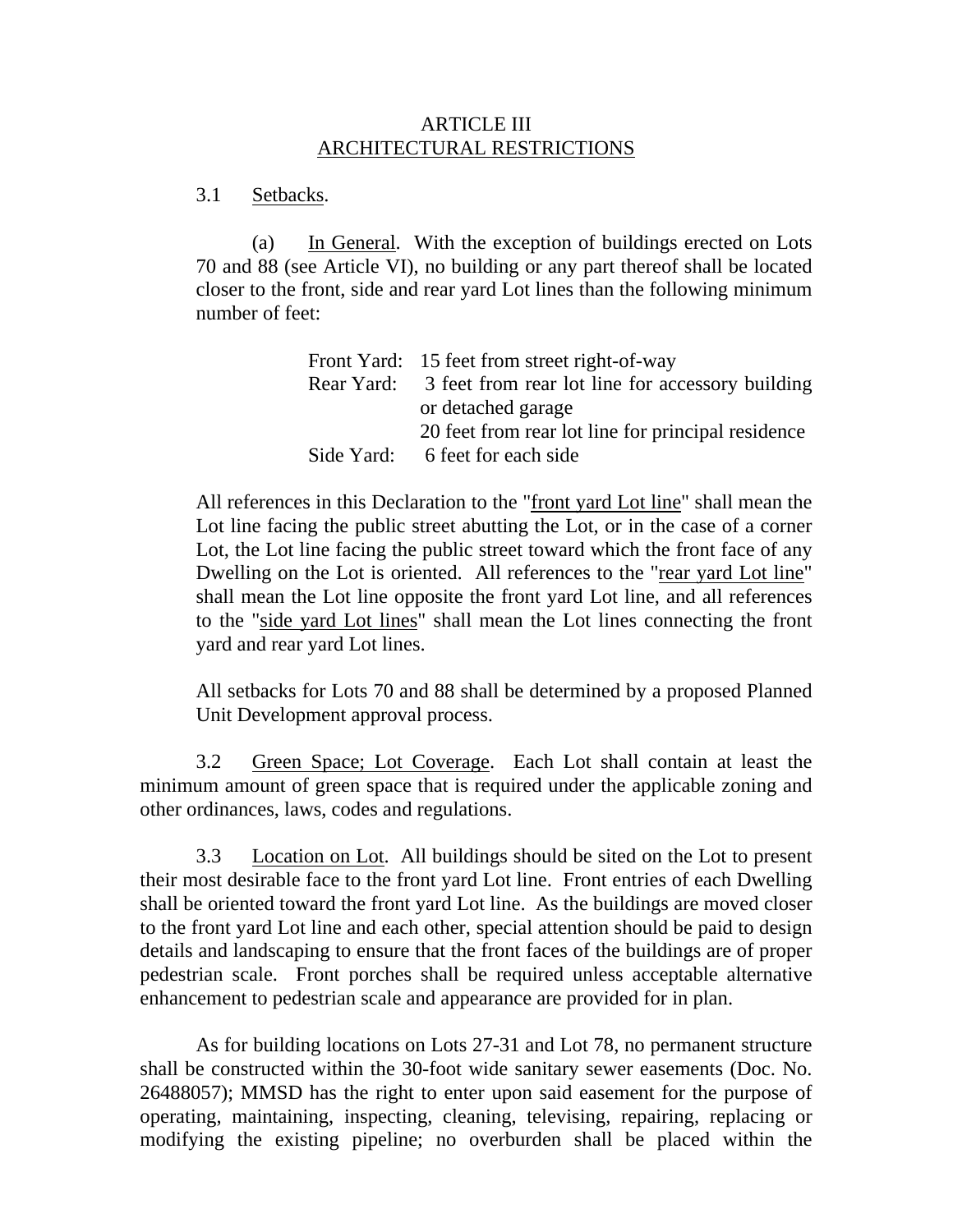# ARTICLE III
## ARCHITECTURAL RESTRICTIONS

3.1 Setbacks.

(a) In General. With the exception of buildings erected on Lots 70 and 88 (see Article VI), no building or any part thereof shall be located closer to the front, side and rear yard Lot lines than the following minimum number of feet:

| | |
|---|---|
| Front Yard: | 15 feet from street right-of-way |
| Rear Yard: | 3 feet from rear lot line for accessory building or detached garage |
| | 20 feet from rear lot line for principal residence |
| Side Yard: | 6 feet for each side |

All references in this Declaration to the "front yard Lot line" shall mean the Lot line facing the public street abutting the Lot, or in the case of a corner Lot, the Lot line facing the public street toward which the front face of any Dwelling on the Lot is oriented. All references to the "rear yard Lot line" shall mean the Lot line opposite the front yard Lot line, and all references to the "side yard Lot lines" shall mean the Lot lines connecting the front yard and rear yard Lot lines.

All setbacks for Lots 70 and 88 shall be determined by a proposed Planned Unit Development approval process.

3.2 Green Space; Lot Coverage. Each Lot shall contain at least the minimum amount of green space that is required under the applicable zoning and other ordinances, laws, codes and regulations.

3.3 Location on Lot. All buildings should be sited on the Lot to present their most desirable face to the front yard Lot line. Front entries of each Dwelling shall be oriented toward the front yard Lot line. As the buildings are moved closer to the front yard Lot line and each other, special attention should be paid to design details and landscaping to ensure that the front faces of the buildings are of proper pedestrian scale. Front porches shall be required unless acceptable alternative enhancement to pedestrian scale and appearance are provided for in plan.

As for building locations on Lots 27-31 and Lot 78, no permanent structure shall be constructed within the 30-foot wide sanitary sewer easements (Doc. No. 26488057); MMSD has the right to enter upon said easement for the purpose of operating, maintaining, inspecting, cleaning, televising, repairing, replacing or modifying the existing pipeline; no overburden shall be placed within the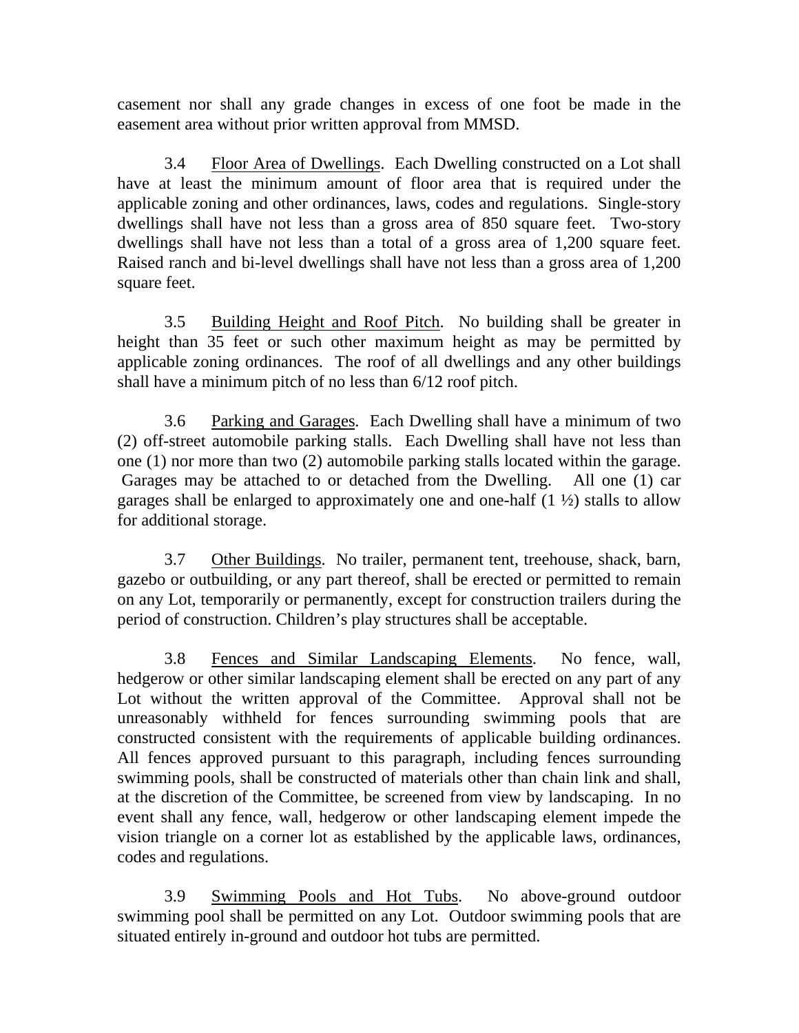casement nor shall any grade changes in excess of one foot be made in the easement area without prior written approval from MMSD.

3.4 Floor Area of Dwellings. Each Dwelling constructed on a Lot shall have at least the minimum amount of floor area that is required under the applicable zoning and other ordinances, laws, codes and regulations. Single-story dwellings shall have not less than a gross area of 850 square feet. Two-story dwellings shall have not less than a total of a gross area of 1,200 square feet. Raised ranch and bi-level dwellings shall have not less than a gross area of 1,200 square feet.

3.5 Building Height and Roof Pitch. No building shall be greater in height than 35 feet or such other maximum height as may be permitted by applicable zoning ordinances. The roof of all dwellings and any other buildings shall have a minimum pitch of no less than 6/12 roof pitch.

3.6 Parking and Garages. Each Dwelling shall have a minimum of two (2) off-street automobile parking stalls. Each Dwelling shall have not less than one (1) nor more than two (2) automobile parking stalls located within the garage. Garages may be attached to or detached from the Dwelling. All one (1) car garages shall be enlarged to approximately one and one-half (1 ½) stalls to allow for additional storage.

3.7 Other Buildings. No trailer, permanent tent, treehouse, shack, barn, gazebo or outbuilding, or any part thereof, shall be erected or permitted to remain on any Lot, temporarily or permanently, except for construction trailers during the period of construction. Children's play structures shall be acceptable.

3.8 Fences and Similar Landscaping Elements. No fence, wall, hedgerow or other similar landscaping element shall be erected on any part of any Lot without the written approval of the Committee. Approval shall not be unreasonably withheld for fences surrounding swimming pools that are constructed consistent with the requirements of applicable building ordinances. All fences approved pursuant to this paragraph, including fences surrounding swimming pools, shall be constructed of materials other than chain link and shall, at the discretion of the Committee, be screened from view by landscaping. In no event shall any fence, wall, hedgerow or other landscaping element impede the vision triangle on a corner lot as established by the applicable laws, ordinances, codes and regulations.

3.9 Swimming Pools and Hot Tubs. No above-ground outdoor swimming pool shall be permitted on any Lot. Outdoor swimming pools that are situated entirely in-ground and outdoor hot tubs are permitted.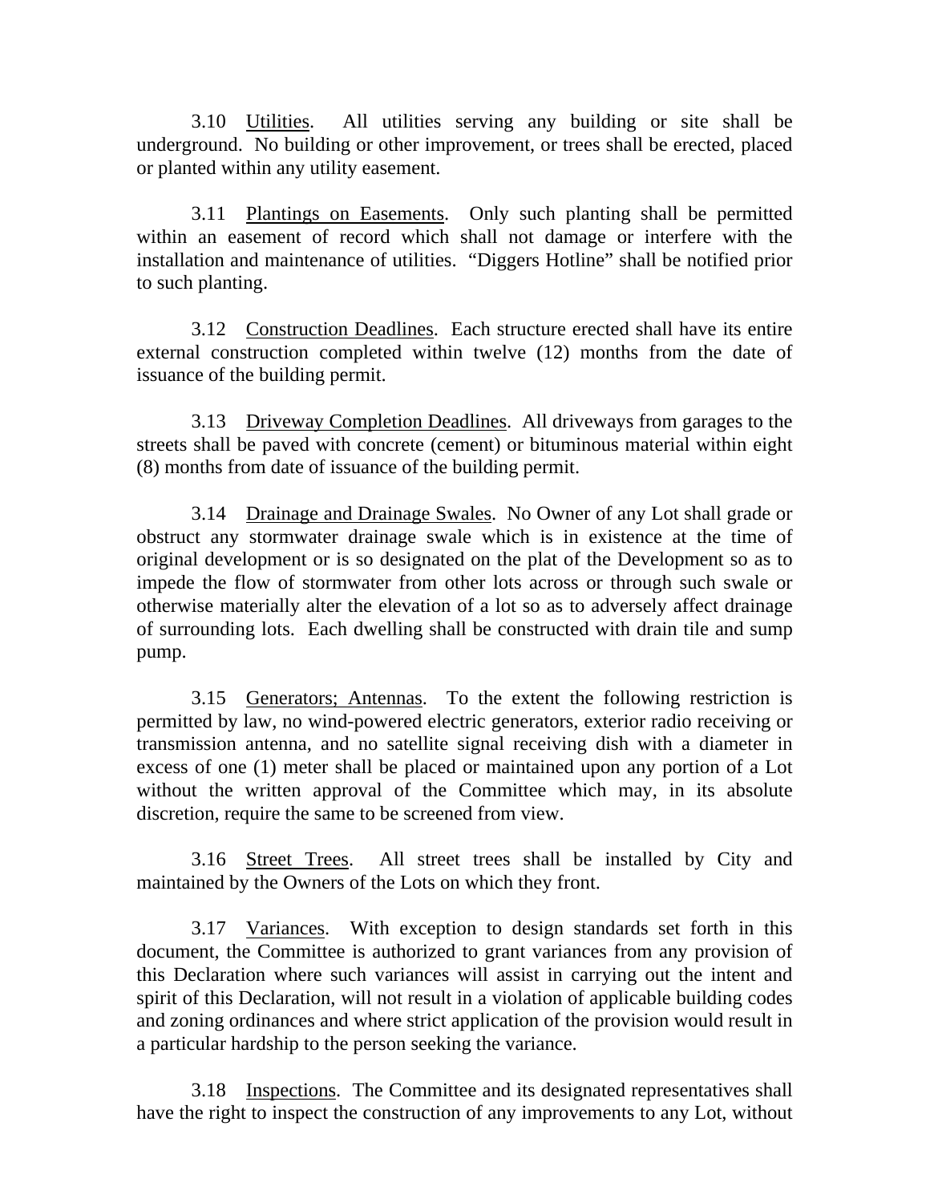3.10 Utilities. All utilities serving any building or site shall be underground. No building or other improvement, or trees shall be erected, placed or planted within any utility easement.

3.11 Plantings on Easements. Only such planting shall be permitted within an easement of record which shall not damage or interfere with the installation and maintenance of utilities. "Diggers Hotline" shall be notified prior to such planting.

3.12 Construction Deadlines. Each structure erected shall have its entire external construction completed within twelve (12) months from the date of issuance of the building permit.

3.13 Driveway Completion Deadlines. All driveways from garages to the streets shall be paved with concrete (cement) or bituminous material within eight (8) months from date of issuance of the building permit.

3.14 Drainage and Drainage Swales. No Owner of any Lot shall grade or obstruct any stormwater drainage swale which is in existence at the time of original development or is so designated on the plat of the Development so as to impede the flow of stormwater from other lots across or through such swale or otherwise materially alter the elevation of a lot so as to adversely affect drainage of surrounding lots. Each dwelling shall be constructed with drain tile and sump pump.

3.15 Generators; Antennas. To the extent the following restriction is permitted by law, no wind-powered electric generators, exterior radio receiving or transmission antenna, and no satellite signal receiving dish with a diameter in excess of one (1) meter shall be placed or maintained upon any portion of a Lot without the written approval of the Committee which may, in its absolute discretion, require the same to be screened from view.

3.16 Street Trees. All street trees shall be installed by City and maintained by the Owners of the Lots on which they front.

3.17 Variances. With exception to design standards set forth in this document, the Committee is authorized to grant variances from any provision of this Declaration where such variances will assist in carrying out the intent and spirit of this Declaration, will not result in a violation of applicable building codes and zoning ordinances and where strict application of the provision would result in a particular hardship to the person seeking the variance.

3.18 Inspections. The Committee and its designated representatives shall have the right to inspect the construction of any improvements to any Lot, without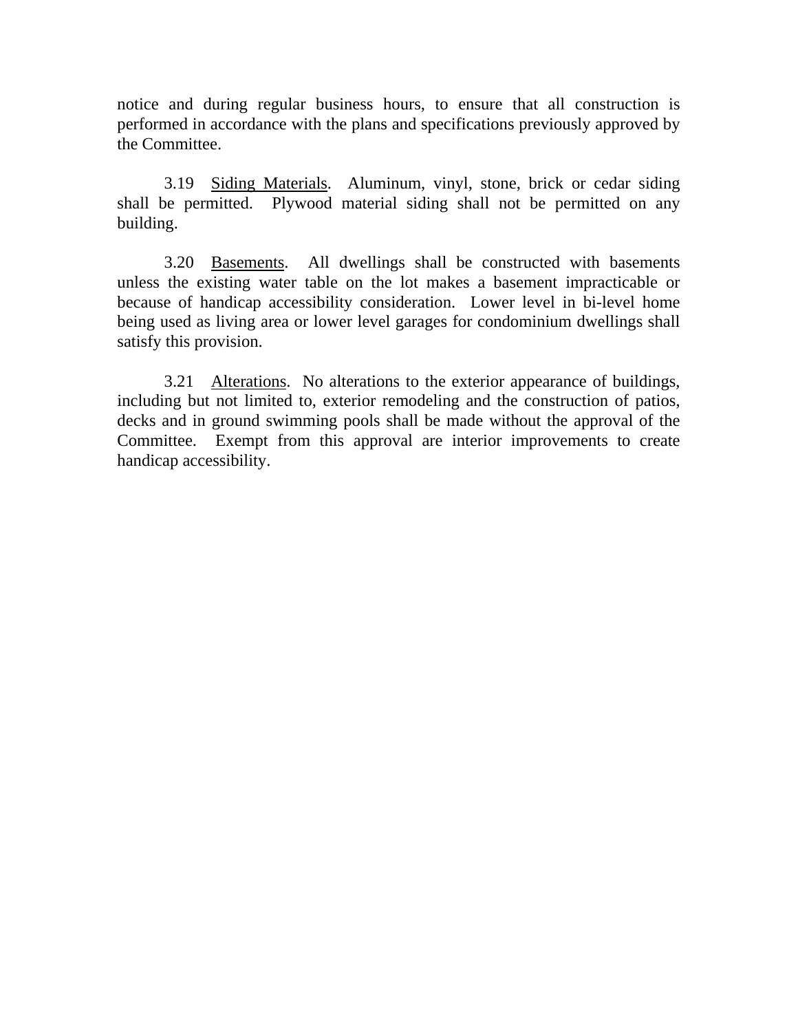notice and during regular business hours, to ensure that all construction is performed in accordance with the plans and specifications previously approved by the Committee.

3.19 Siding Materials. Aluminum, vinyl, stone, brick or cedar siding shall be permitted. Plywood material siding shall not be permitted on any building.

3.20 Basements. All dwellings shall be constructed with basements unless the existing water table on the lot makes a basement impracticable or because of handicap accessibility consideration. Lower level in bi-level home being used as living area or lower level garages for condominium dwellings shall satisfy this provision.

3.21 Alterations. No alterations to the exterior appearance of buildings, including but not limited to, exterior remodeling and the construction of patios, decks and in ground swimming pools shall be made without the approval of the Committee. Exempt from this approval are interior improvements to create handicap accessibility.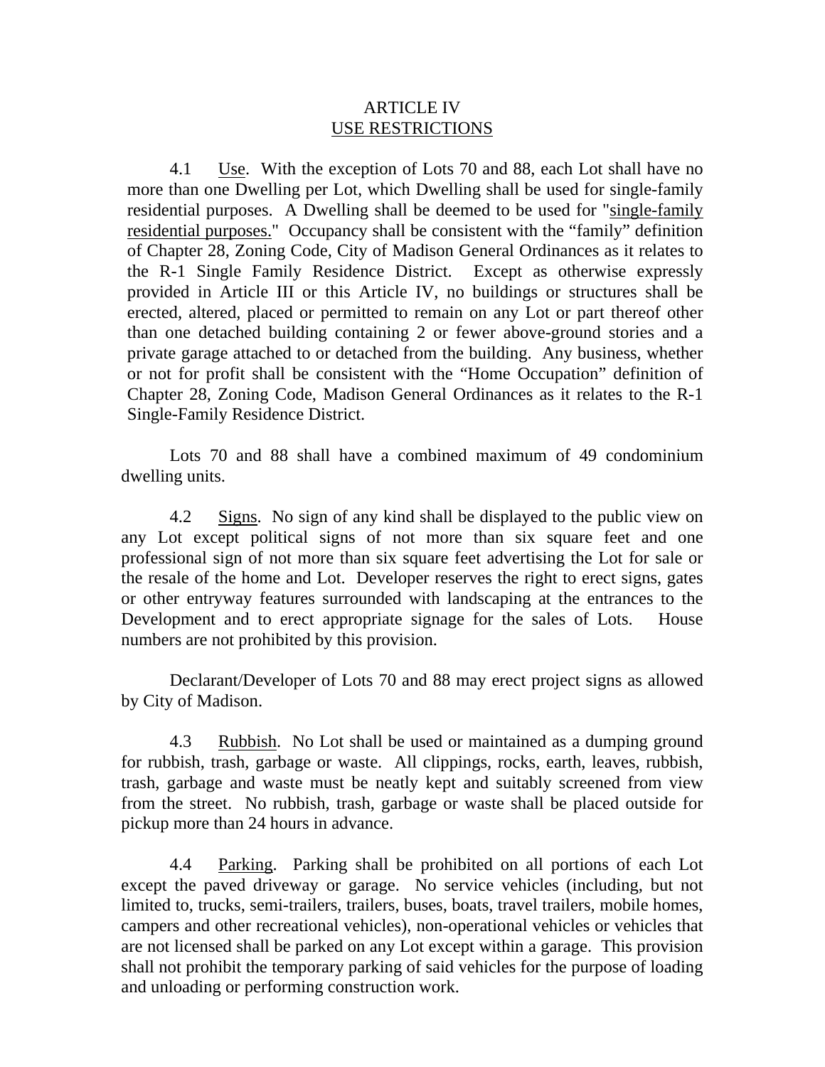# ARTICLE IV
## USE RESTRICTIONS

4.1 Use. With the exception of Lots 70 and 88, each Lot shall have no more than one Dwelling per Lot, which Dwelling shall be used for single-family residential purposes. A Dwelling shall be deemed to be used for "single-family residential purposes." Occupancy shall be consistent with the "family" definition of Chapter 28, Zoning Code, City of Madison General Ordinances as it relates to the R-1 Single Family Residence District. Except as otherwise expressly provided in Article III or this Article IV, no buildings or structures shall be erected, altered, placed or permitted to remain on any Lot or part thereof other than one detached building containing 2 or fewer above-ground stories and a private garage attached to or detached from the building. Any business, whether or not for profit shall be consistent with the "Home Occupation" definition of Chapter 28, Zoning Code, Madison General Ordinances as it relates to the R-1 Single-Family Residence District.

Lots 70 and 88 shall have a combined maximum of 49 condominium dwelling units.

4.2 Signs. No sign of any kind shall be displayed to the public view on any Lot except political signs of not more than six square feet and one professional sign of not more than six square feet advertising the Lot for sale or the resale of the home and Lot. Developer reserves the right to erect signs, gates or other entryway features surrounded with landscaping at the entrances to the Development and to erect appropriate signage for the sales of Lots. House numbers are not prohibited by this provision.

Declarant/Developer of Lots 70 and 88 may erect project signs as allowed by City of Madison.

4.3 Rubbish. No Lot shall be used or maintained as a dumping ground for rubbish, trash, garbage or waste. All clippings, rocks, earth, leaves, rubbish, trash, garbage and waste must be neatly kept and suitably screened from view from the street. No rubbish, trash, garbage or waste shall be placed outside for pickup more than 24 hours in advance.

4.4 Parking. Parking shall be prohibited on all portions of each Lot except the paved driveway or garage. No service vehicles (including, but not limited to, trucks, semi-trailers, trailers, buses, boats, travel trailers, mobile homes, campers and other recreational vehicles), non-operational vehicles or vehicles that are not licensed shall be parked on any Lot except within a garage. This provision shall not prohibit the temporary parking of said vehicles for the purpose of loading and unloading or performing construction work.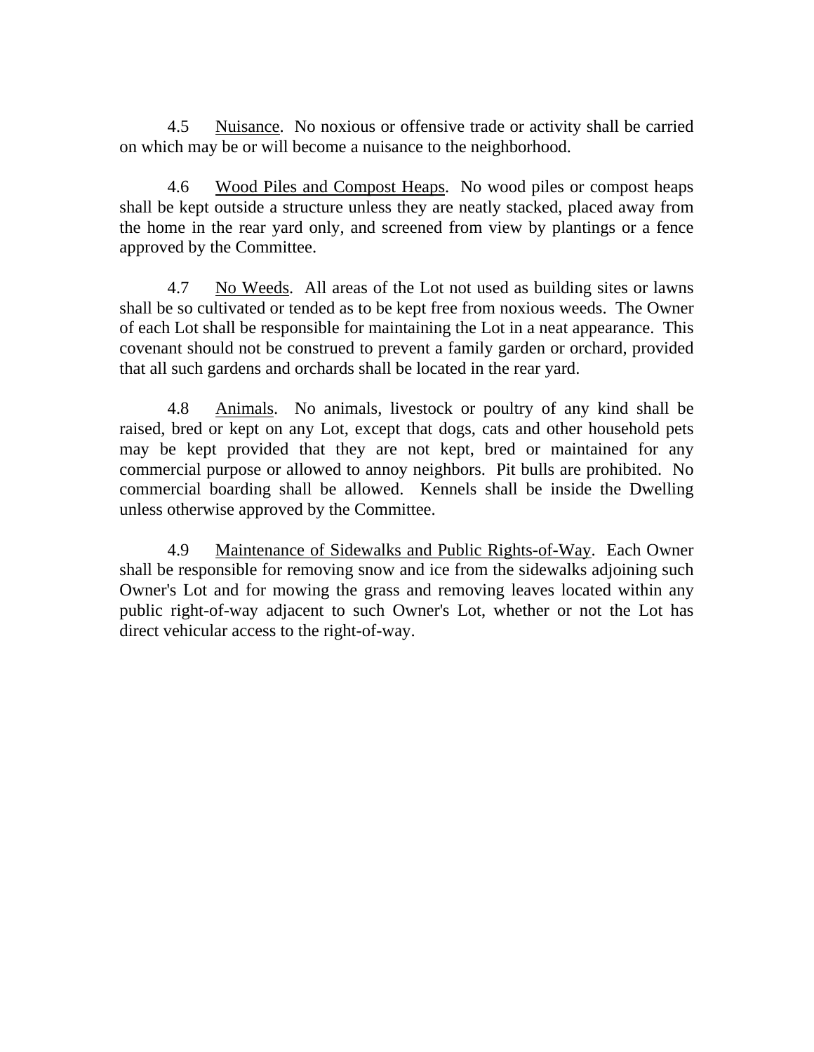4.5 Nuisance. No noxious or offensive trade or activity shall be carried on which may be or will become a nuisance to the neighborhood.

4.6 Wood Piles and Compost Heaps. No wood piles or compost heaps shall be kept outside a structure unless they are neatly stacked, placed away from the home in the rear yard only, and screened from view by plantings or a fence approved by the Committee.

4.7 No Weeds. All areas of the Lot not used as building sites or lawns shall be so cultivated or tended as to be kept free from noxious weeds. The Owner of each Lot shall be responsible for maintaining the Lot in a neat appearance. This covenant should not be construed to prevent a family garden or orchard, provided that all such gardens and orchards shall be located in the rear yard.

4.8 Animals. No animals, livestock or poultry of any kind shall be raised, bred or kept on any Lot, except that dogs, cats and other household pets may be kept provided that they are not kept, bred or maintained for any commercial purpose or allowed to annoy neighbors. Pit bulls are prohibited. No commercial boarding shall be allowed. Kennels shall be inside the Dwelling unless otherwise approved by the Committee.

4.9 Maintenance of Sidewalks and Public Rights-of-Way. Each Owner shall be responsible for removing snow and ice from the sidewalks adjoining such Owner's Lot and for mowing the grass and removing leaves located within any public right-of-way adjacent to such Owner's Lot, whether or not the Lot has direct vehicular access to the right-of-way.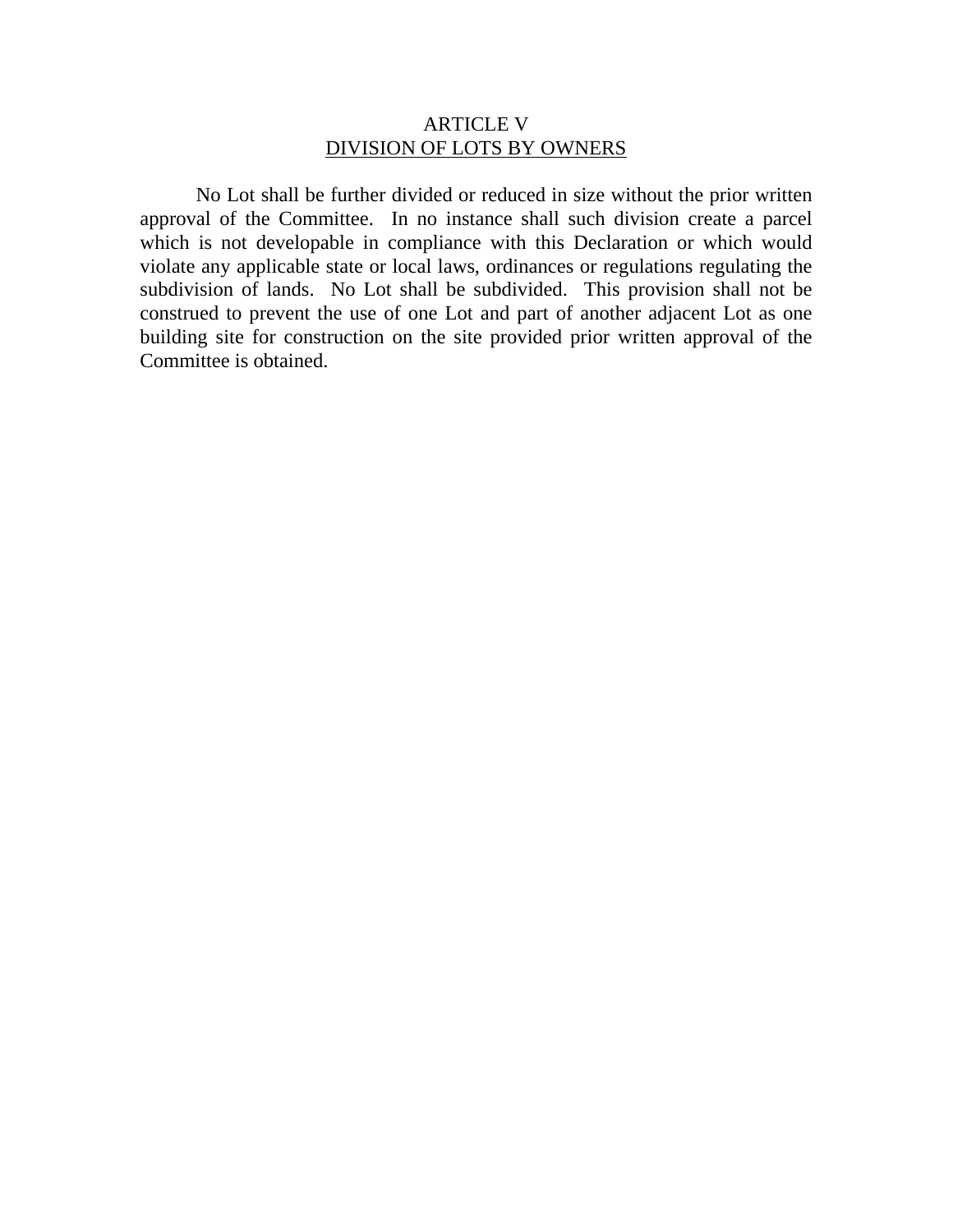## ARTICLE V

## DIVISION OF LOTS BY OWNERS

No Lot shall be further divided or reduced in size without the prior written approval of the Committee. In no instance shall such division create a parcel which is not developable in compliance with this Declaration or which would violate any applicable state or local laws, ordinances or regulations regulating the subdivision of lands. No Lot shall be subdivided. This provision shall not be construed to prevent the use of one Lot and part of another adjacent Lot as one building site for construction on the site provided prior written approval of the Committee is obtained.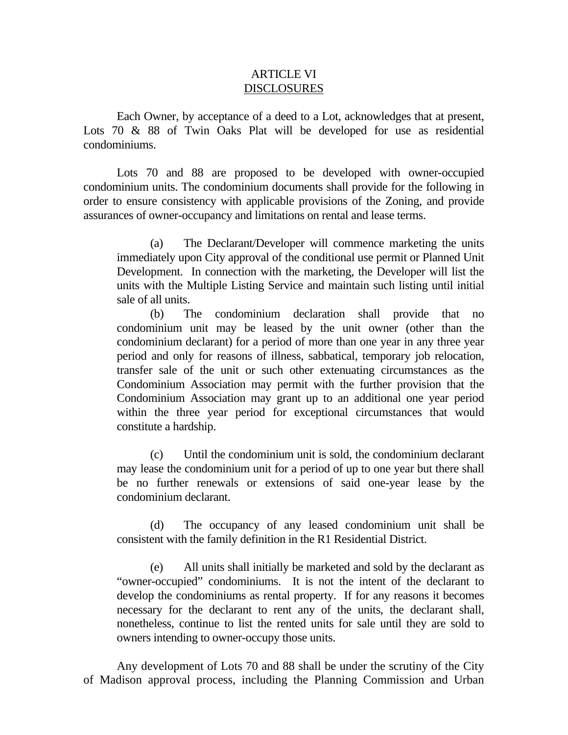# ARTICLE VI
## DISCLOSURES

Each Owner, by acceptance of a deed to a Lot, acknowledges that at present, Lots 70 & 88 of Twin Oaks Plat will be developed for use as residential condominiums.

Lots 70 and 88 are proposed to be developed with owner-occupied condominium units. The condominium documents shall provide for the following in order to ensure consistency with applicable provisions of the Zoning, and provide assurances of owner-occupancy and limitations on rental and lease terms.

(a) The Declarant/Developer will commence marketing the units immediately upon City approval of the conditional use permit or Planned Unit Development. In connection with the marketing, the Developer will list the units with the Multiple Listing Service and maintain such listing until initial sale of all units.

(b) The condominium declaration shall provide that no condominium unit may be leased by the unit owner (other than the condominium declarant) for a period of more than one year in any three year period and only for reasons of illness, sabbatical, temporary job relocation, transfer sale of the unit or such other extenuating circumstances as the Condominium Association may permit with the further provision that the Condominium Association may grant up to an additional one year period within the three year period for exceptional circumstances that would constitute a hardship.

(c) Until the condominium unit is sold, the condominium declarant may lease the condominium unit for a period of up to one year but there shall be no further renewals or extensions of said one-year lease by the condominium declarant.

(d) The occupancy of any leased condominium unit shall be consistent with the family definition in the R1 Residential District.

(e) All units shall initially be marketed and sold by the declarant as "owner-occupied" condominiums. It is not the intent of the declarant to develop the condominiums as rental property. If for any reasons it becomes necessary for the declarant to rent any of the units, the declarant shall, nonetheless, continue to list the rented units for sale until they are sold to owners intending to owner-occupy those units.

Any development of Lots 70 and 88 shall be under the scrutiny of the City of Madison approval process, including the Planning Commission and Urban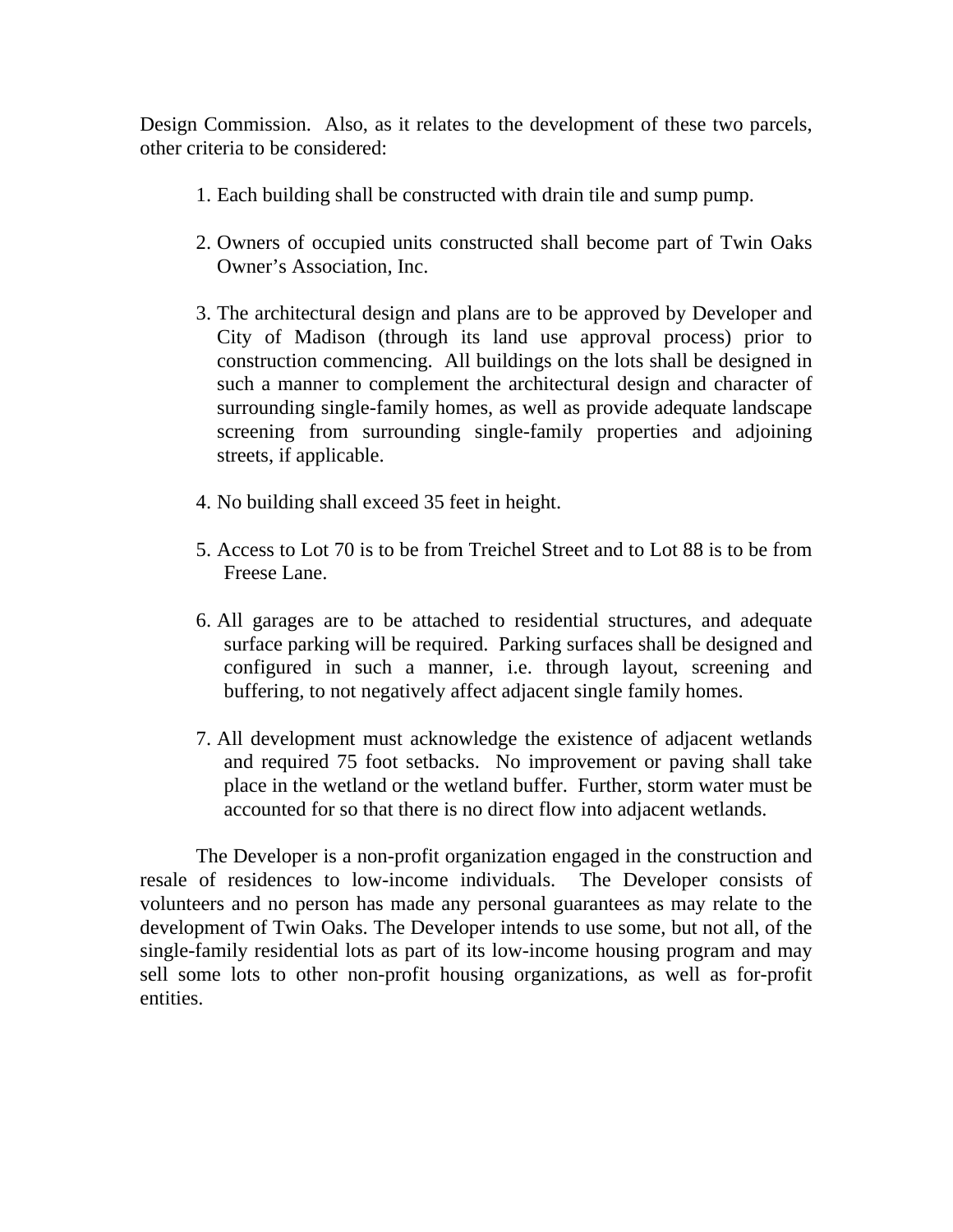Design Commission. Also, as it relates to the development of these two parcels, other criteria to be considered:

1. Each building shall be constructed with drain tile and sump pump.

2. Owners of occupied units constructed shall become part of Twin Oaks Owner's Association, Inc.

3. The architectural design and plans are to be approved by Developer and City of Madison (through its land use approval process) prior to construction commencing. All buildings on the lots shall be designed in such a manner to complement the architectural design and character of surrounding single-family homes, as well as provide adequate landscape screening from surrounding single-family properties and adjoining streets, if applicable.

4. No building shall exceed 35 feet in height.

5. Access to Lot 70 is to be from Treichel Street and to Lot 88 is to be from Freese Lane.

6. All garages are to be attached to residential structures, and adequate surface parking will be required. Parking surfaces shall be designed and configured in such a manner, i.e. through layout, screening and buffering, to not negatively affect adjacent single family homes.

7. All development must acknowledge the existence of adjacent wetlands and required 75 foot setbacks. No improvement or paving shall take place in the wetland or the wetland buffer. Further, storm water must be accounted for so that there is no direct flow into adjacent wetlands.

The Developer is a non-profit organization engaged in the construction and resale of residences to low-income individuals. The Developer consists of volunteers and no person has made any personal guarantees as may relate to the development of Twin Oaks. The Developer intends to use some, but not all, of the single-family residential lots as part of its low-income housing program and may sell some lots to other non-profit housing organizations, as well as for-profit entities.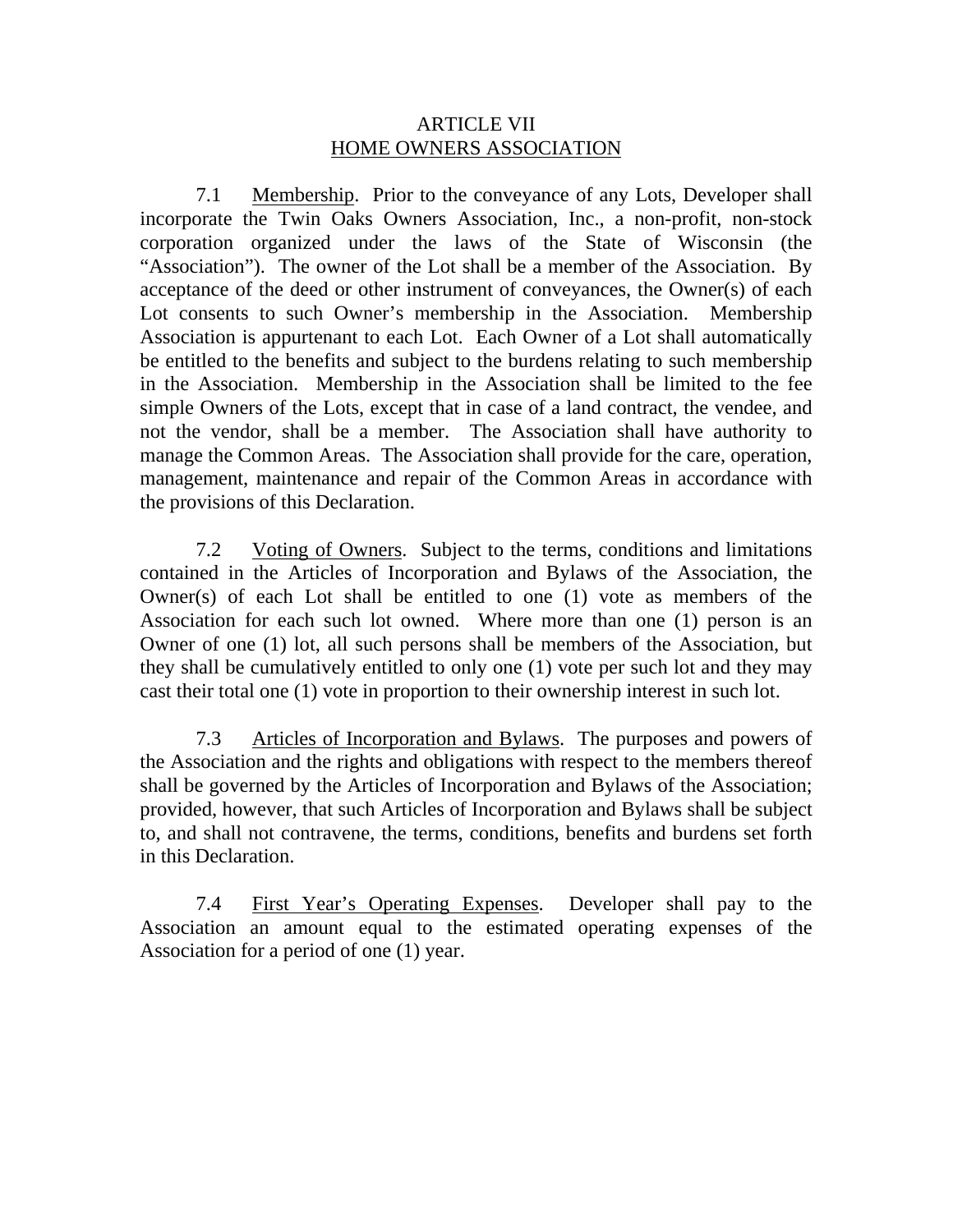# ARTICLE VII
## HOME OWNERS ASSOCIATION

7.1 Membership. Prior to the conveyance of any Lots, Developer shall incorporate the Twin Oaks Owners Association, Inc., a non-profit, non-stock corporation organized under the laws of the State of Wisconsin (the "Association"). The owner of the Lot shall be a member of the Association. By acceptance of the deed or other instrument of conveyances, the Owner(s) of each Lot consents to such Owner's membership in the Association. Membership Association is appurtenant to each Lot. Each Owner of a Lot shall automatically be entitled to the benefits and subject to the burdens relating to such membership in the Association. Membership in the Association shall be limited to the fee simple Owners of the Lots, except that in case of a land contract, the vendee, and not the vendor, shall be a member. The Association shall have authority to manage the Common Areas. The Association shall provide for the care, operation, management, maintenance and repair of the Common Areas in accordance with the provisions of this Declaration.

7.2 Voting of Owners. Subject to the terms, conditions and limitations contained in the Articles of Incorporation and Bylaws of the Association, the Owner(s) of each Lot shall be entitled to one (1) vote as members of the Association for each such lot owned. Where more than one (1) person is an Owner of one (1) lot, all such persons shall be members of the Association, but they shall be cumulatively entitled to only one (1) vote per such lot and they may cast their total one (1) vote in proportion to their ownership interest in such lot.

7.3 Articles of Incorporation and Bylaws. The purposes and powers of the Association and the rights and obligations with respect to the members thereof shall be governed by the Articles of Incorporation and Bylaws of the Association; provided, however, that such Articles of Incorporation and Bylaws shall be subject to, and shall not contravene, the terms, conditions, benefits and burdens set forth in this Declaration.

7.4 First Year's Operating Expenses. Developer shall pay to the Association an amount equal to the estimated operating expenses of the Association for a period of one (1) year.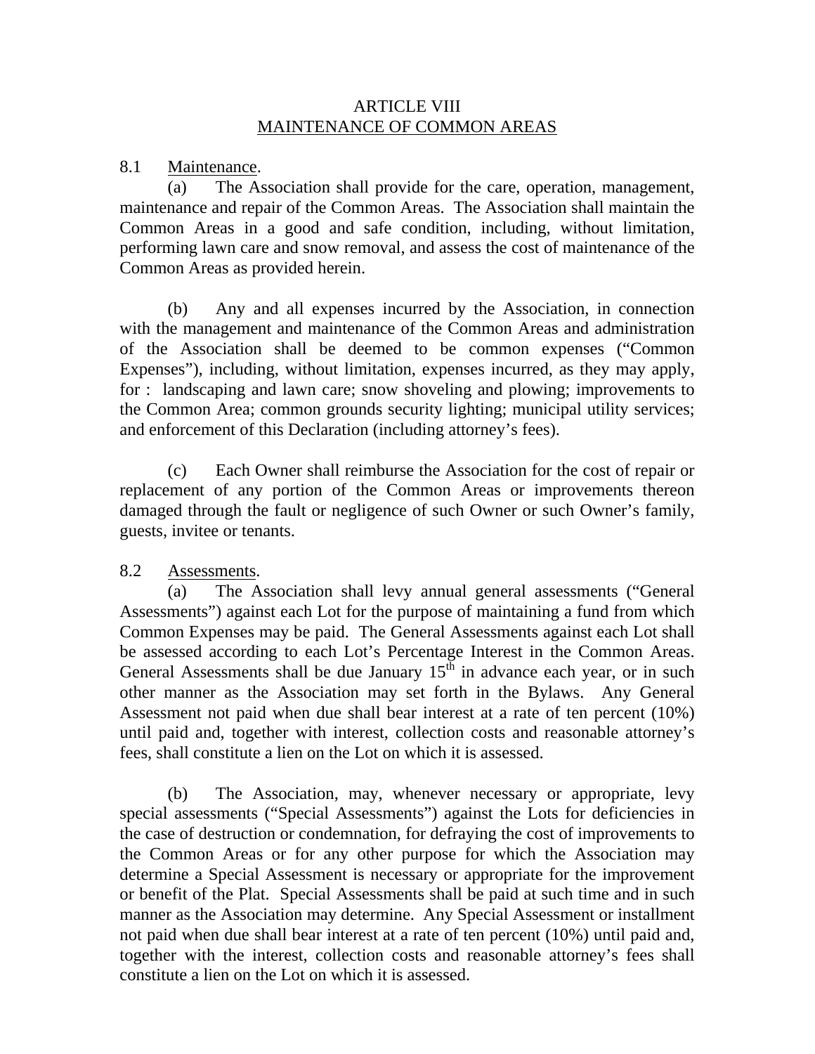# ARTICLE VIII
## MAINTENANCE OF COMMON AREAS

8.1 Maintenance.

(a) The Association shall provide for the care, operation, management, maintenance and repair of the Common Areas. The Association shall maintain the Common Areas in a good and safe condition, including, without limitation, performing lawn care and snow removal, and assess the cost of maintenance of the Common Areas as provided herein.

(b) Any and all expenses incurred by the Association, in connection with the management and maintenance of the Common Areas and administration of the Association shall be deemed to be common expenses ("Common Expenses"), including, without limitation, expenses incurred, as they may apply, for : landscaping and lawn care; snow shoveling and plowing; improvements to the Common Area; common grounds security lighting; municipal utility services; and enforcement of this Declaration (including attorney's fees).

(c) Each Owner shall reimburse the Association for the cost of repair or replacement of any portion of the Common Areas or improvements thereon damaged through the fault or negligence of such Owner or such Owner's family, guests, invitee or tenants.

8.2 Assessments.

(a) The Association shall levy annual general assessments ("General Assessments") against each Lot for the purpose of maintaining a fund from which Common Expenses may be paid. The General Assessments against each Lot shall be assessed according to each Lot's Percentage Interest in the Common Areas. General Assessments shall be due January 15th in advance each year, or in such other manner as the Association may set forth in the Bylaws. Any General Assessment not paid when due shall bear interest at a rate of ten percent (10%) until paid and, together with interest, collection costs and reasonable attorney's fees, shall constitute a lien on the Lot on which it is assessed.

(b) The Association, may, whenever necessary or appropriate, levy special assessments ("Special Assessments") against the Lots for deficiencies in the case of destruction or condemnation, for defraying the cost of improvements to the Common Areas or for any other purpose for which the Association may determine a Special Assessment is necessary or appropriate for the improvement or benefit of the Plat. Special Assessments shall be paid at such time and in such manner as the Association may determine. Any Special Assessment or installment not paid when due shall bear interest at a rate of ten percent (10%) until paid and, together with the interest, collection costs and reasonable attorney's fees shall constitute a lien on the Lot on which it is assessed.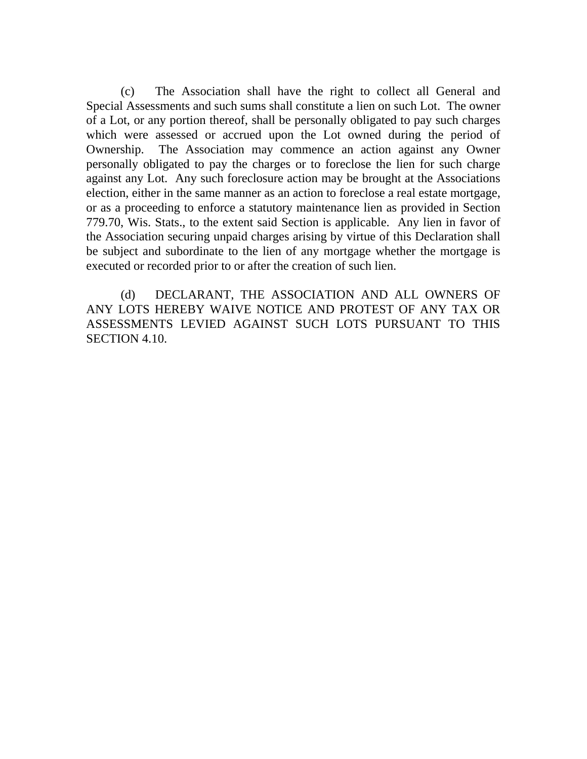(c) The Association shall have the right to collect all General and Special Assessments and such sums shall constitute a lien on such Lot. The owner of a Lot, or any portion thereof, shall be personally obligated to pay such charges which were assessed or accrued upon the Lot owned during the period of Ownership. The Association may commence an action against any Owner personally obligated to pay the charges or to foreclose the lien for such charge against any Lot. Any such foreclosure action may be brought at the Associations election, either in the same manner as an action to foreclose a real estate mortgage, or as a proceeding to enforce a statutory maintenance lien as provided in Section 779.70, Wis. Stats., to the extent said Section is applicable. Any lien in favor of the Association securing unpaid charges arising by virtue of this Declaration shall be subject and subordinate to the lien of any mortgage whether the mortgage is executed or recorded prior to or after the creation of such lien.

(d) DECLARANT, THE ASSOCIATION AND ALL OWNERS OF ANY LOTS HEREBY WAIVE NOTICE AND PROTEST OF ANY TAX OR ASSESSMENTS LEVIED AGAINST SUCH LOTS PURSUANT TO THIS SECTION 4.10.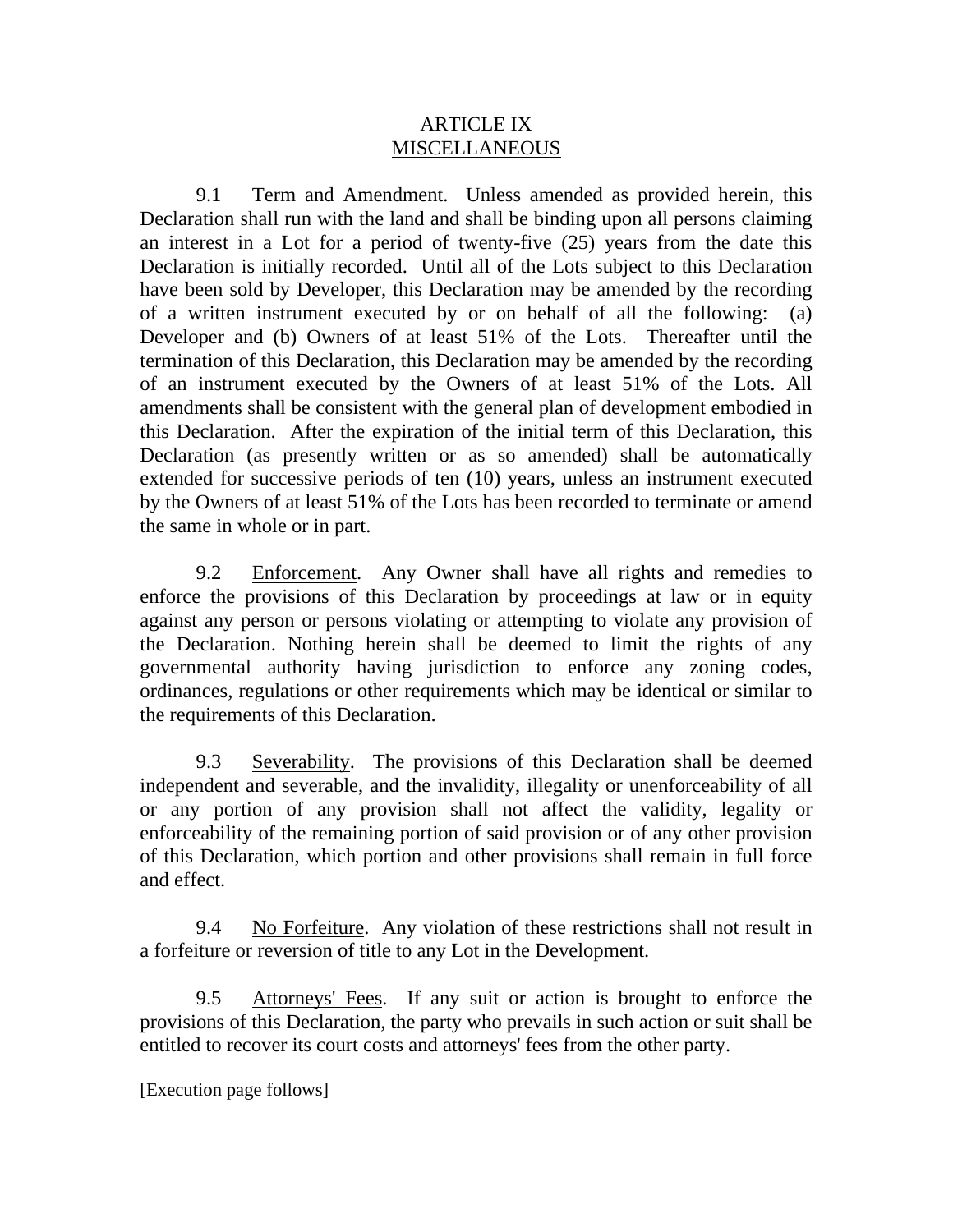# ARTICLE IX
## MISCELLANEOUS

9.1 Term and Amendment. Unless amended as provided herein, this Declaration shall run with the land and shall be binding upon all persons claiming an interest in a Lot for a period of twenty-five (25) years from the date this Declaration is initially recorded. Until all of the Lots subject to this Declaration have been sold by Developer, this Declaration may be amended by the recording of a written instrument executed by or on behalf of all the following: (a) Developer and (b) Owners of at least 51% of the Lots. Thereafter until the termination of this Declaration, this Declaration may be amended by the recording of an instrument executed by the Owners of at least 51% of the Lots. All amendments shall be consistent with the general plan of development embodied in this Declaration. After the expiration of the initial term of this Declaration, this Declaration (as presently written or as so amended) shall be automatically extended for successive periods of ten (10) years, unless an instrument executed by the Owners of at least 51% of the Lots has been recorded to terminate or amend the same in whole or in part.

9.2 Enforcement. Any Owner shall have all rights and remedies to enforce the provisions of this Declaration by proceedings at law or in equity against any person or persons violating or attempting to violate any provision of the Declaration. Nothing herein shall be deemed to limit the rights of any governmental authority having jurisdiction to enforce any zoning codes, ordinances, regulations or other requirements which may be identical or similar to the requirements of this Declaration.

9.3 Severability. The provisions of this Declaration shall be deemed independent and severable, and the invalidity, illegality or unenforceability of all or any portion of any provision shall not affect the validity, legality or enforceability of the remaining portion of said provision or of any other provision of this Declaration, which portion and other provisions shall remain in full force and effect.

9.4 No Forfeiture. Any violation of these restrictions shall not result in a forfeiture or reversion of title to any Lot in the Development.

9.5 Attorneys' Fees. If any suit or action is brought to enforce the provisions of this Declaration, the party who prevails in such action or suit shall be entitled to recover its court costs and attorneys' fees from the other party.

[Execution page follows]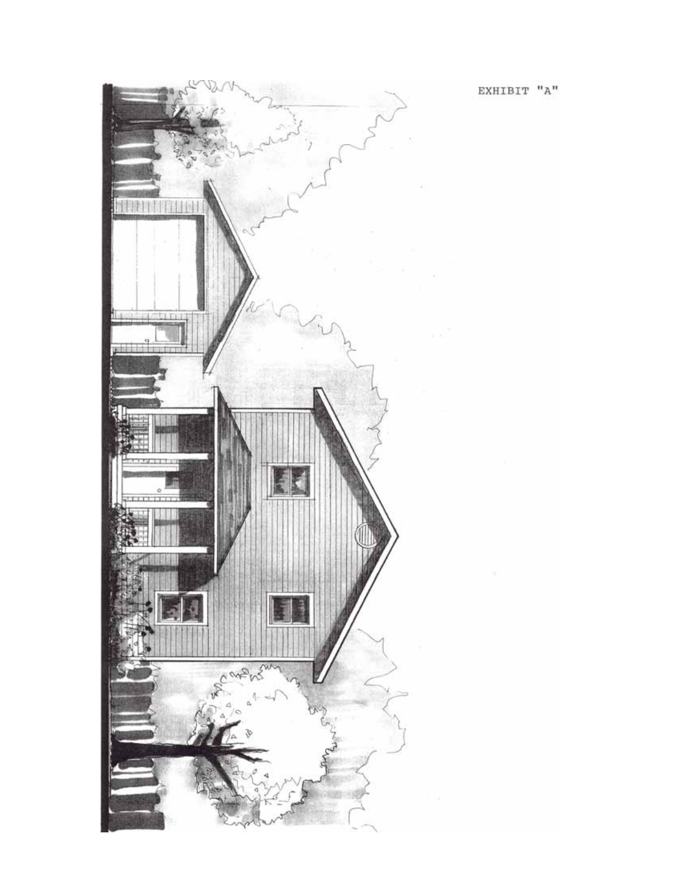EXHIBIT "A"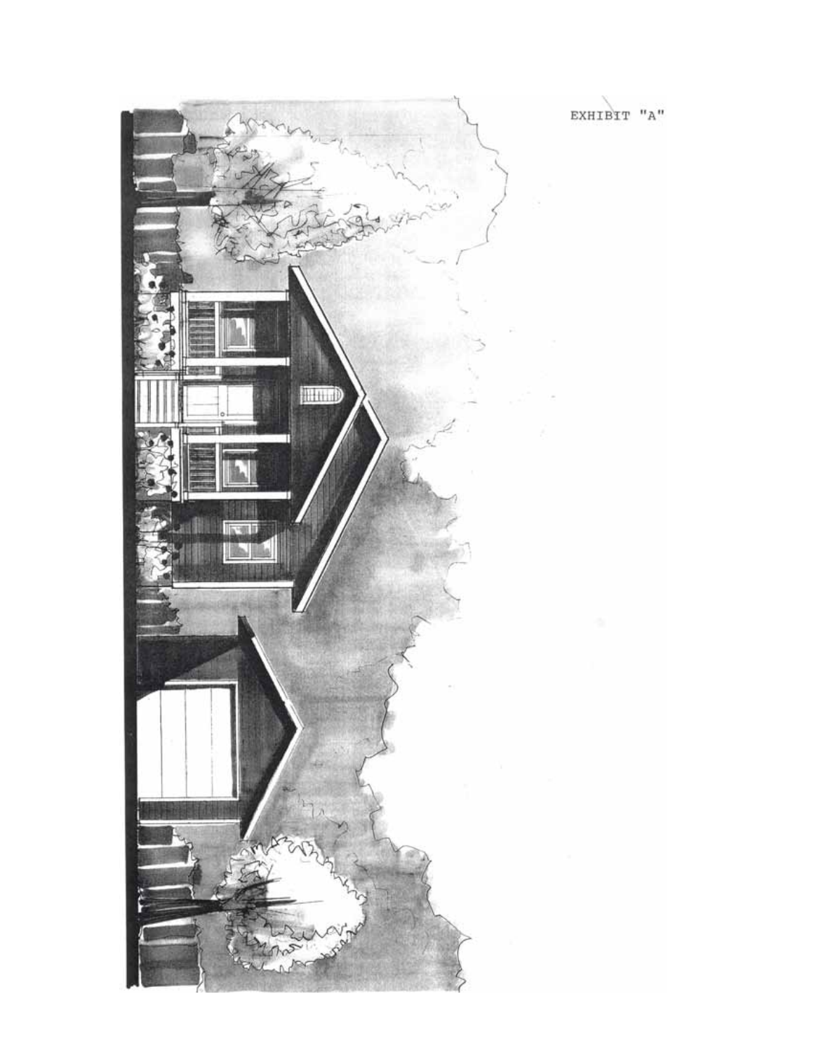EXHIBIT "A"